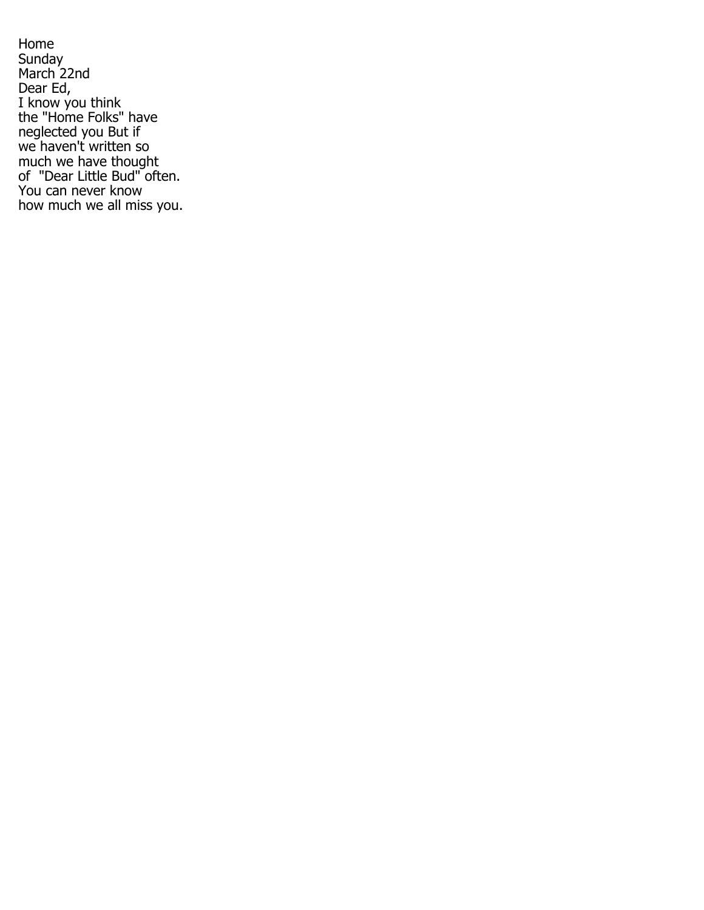Home
Sunday
March 22nd
Dear Ed,
I know you think
the "Home Folks" have
neglected you But if
we haven't written so
much we have thought
of "Dear Little Bud" often.
You can never know
how much we all miss you.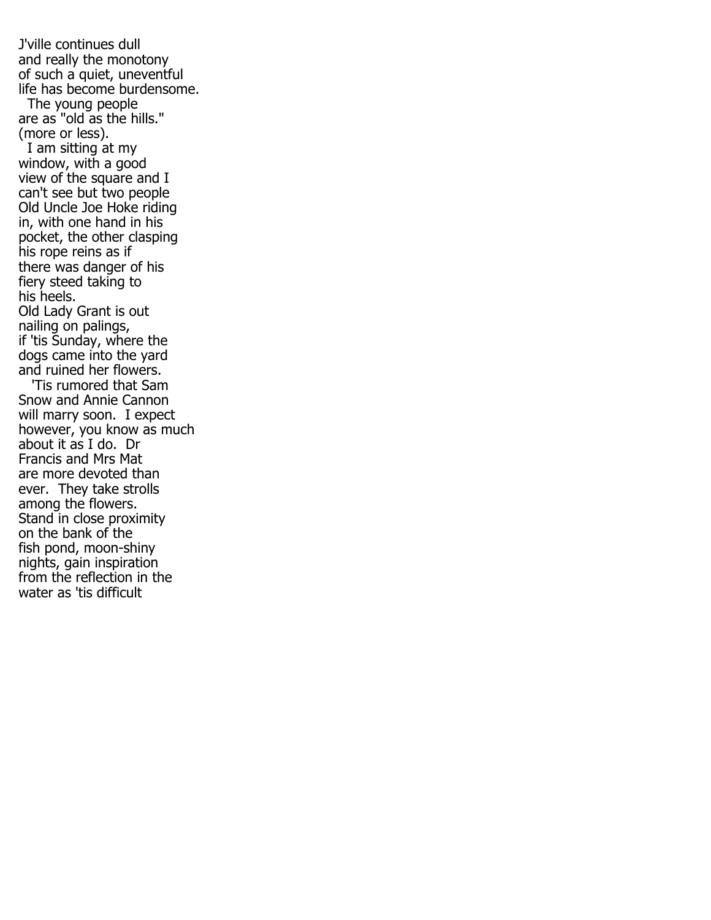J'ville continues dull and really the monotony of such a quiet, uneventful life has become burdensome.

The young people are as "old as the hills." (more or less).

I am sitting at my window, with a good view of the square and I can't see but two people Old Uncle Joe Hoke riding in, with one hand in his pocket, the other clasping his rope reins as if there was danger of his fiery steed taking to his heels.
Old Lady Grant is out nailing on palings, if 'tis Sunday, where the dogs came into the yard and ruined her flowers.

'Tis rumored that Sam Snow and Annie Cannon will marry soon. I expect however, you know as much about it as I do. Dr Francis and Mrs Mat are more devoted than ever. They take strolls among the flowers. Stand in close proximity on the bank of the fish pond, moon-shiny nights, gain inspiration from the reflection in the water as 'tis difficult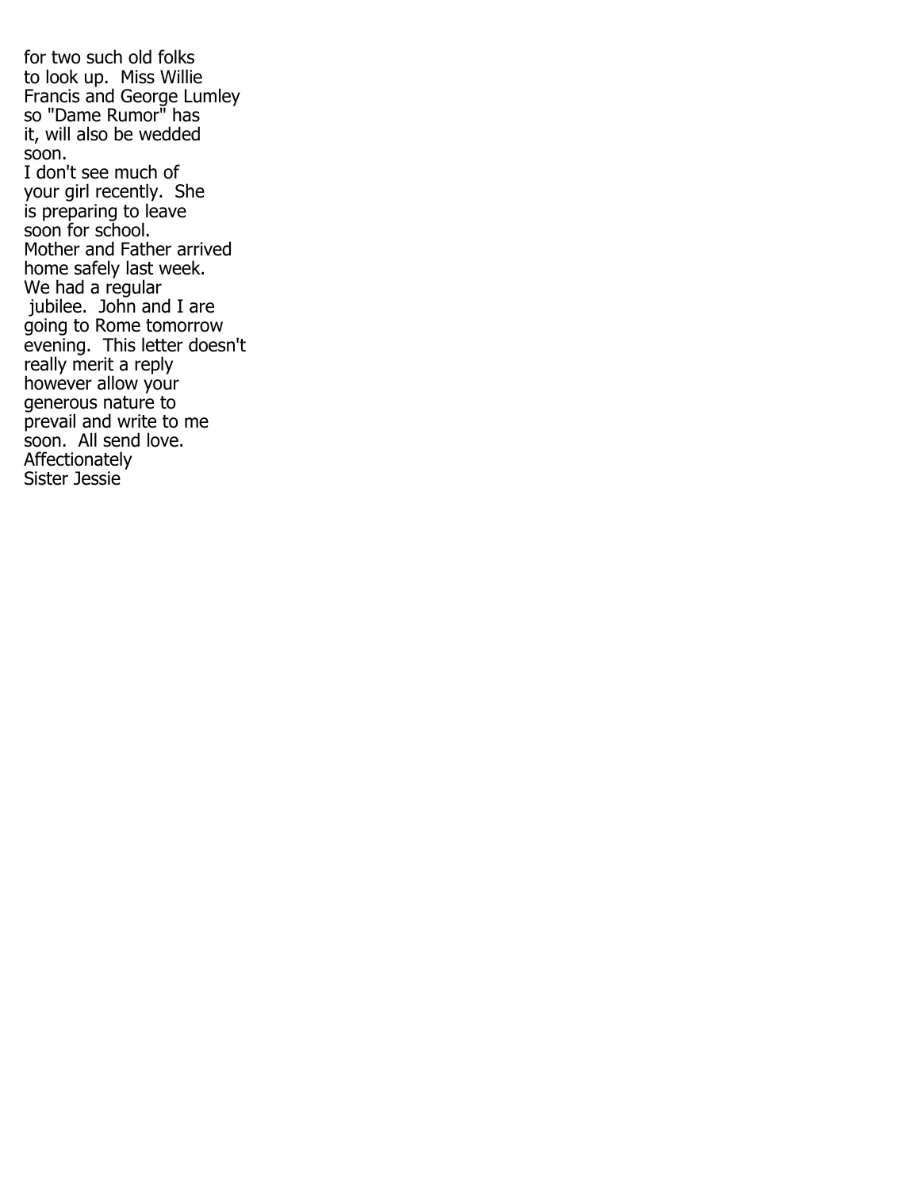for two such old folks
to look up. Miss Willie
Francis and George Lumley
so "Dame Rumor" has
it, will also be wedded
soon.
I don't see much of
your girl recently. She
is preparing to leave
soon for school.
Mother and Father arrived
home safely last week.
We had a regular
jubilee. John and I are
going to Rome tomorrow
evening. This letter doesn't
really merit a reply
however allow your
generous nature to
prevail and write to me
soon. All send love.
Affectionately
Sister Jessie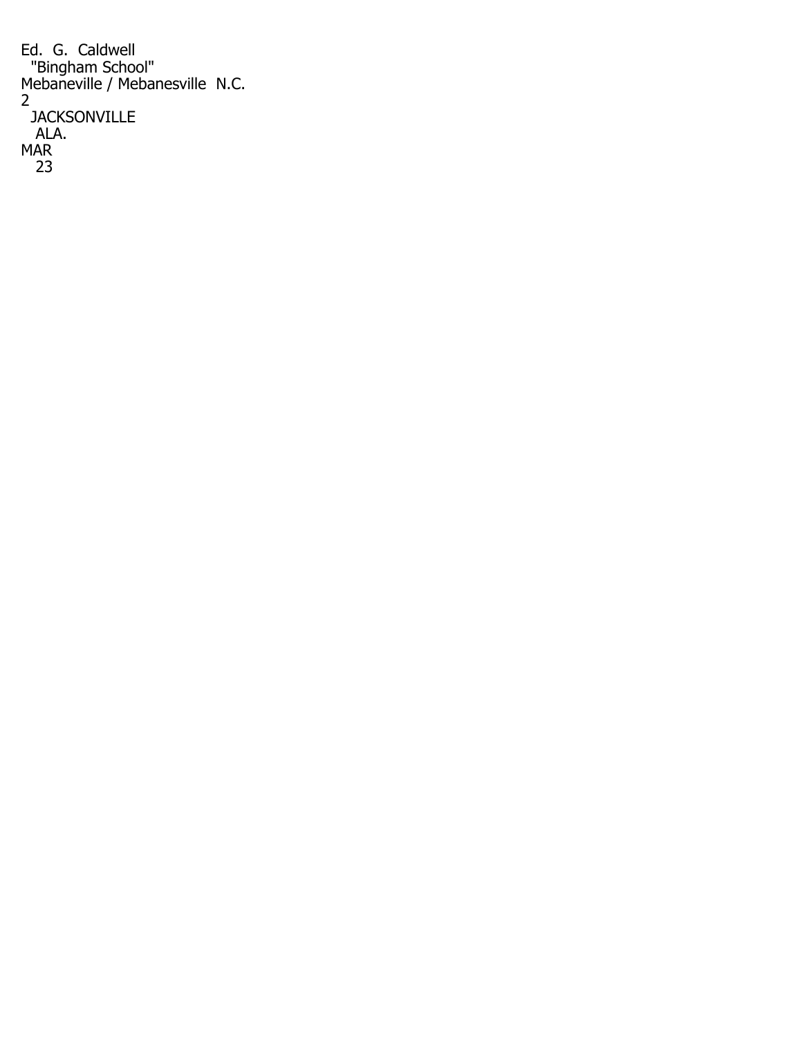Ed. G. Caldwell
"Bingham School"
Mebaneville / Mebanesville N.C.
2
JACKSONVILLE
ALA.
MAR
23